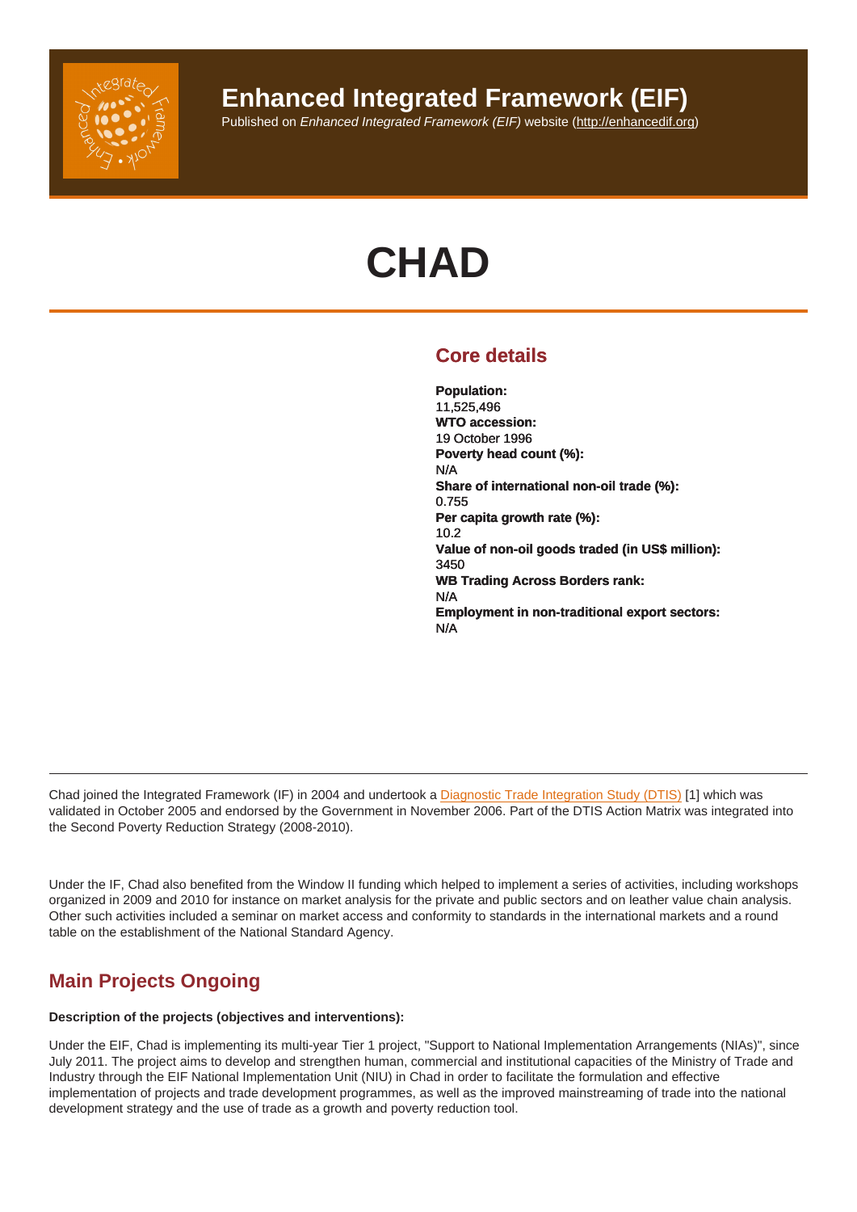# Enhanced Integrated Framework (EIF)

Published on *Enhanced Integrated Framework (EIF)* website (http://enhancedif.org)

# CHAD

## Core details

**Population:**
11,525,496
**WTO accession:**
19 October 1996
**Poverty head count (%):**
N/A
**Share of international non-oil trade (%):**
0.755
**Per capita growth rate (%):**
10.2
**Value of non-oil goods traded (in US$ million):**
3450
**WB Trading Across Borders rank:**
N/A
**Employment in non-traditional export sectors:**
N/A

---

Chad joined the Integrated Framework (IF) in 2004 and undertook a Diagnostic Trade Integration Study (DTIS) [1] which was validated in October 2005 and endorsed by the Government in November 2006. Part of the DTIS Action Matrix was integrated into the Second Poverty Reduction Strategy (2008-2010).

Under the IF, Chad also benefited from the Window II funding which helped to implement a series of activities, including workshops organized in 2009 and 2010 for instance on market analysis for the private and public sectors and on leather value chain analysis. Other such activities included a seminar on market access and conformity to standards in the international markets and a round table on the establishment of the National Standard Agency.

## Main Projects Ongoing

**Description of the projects (objectives and interventions):**

Under the EIF, Chad is implementing its multi-year Tier 1 project, "Support to National Implementation Arrangements (NIAs)", since July 2011. The project aims to develop and strengthen human, commercial and institutional capacities of the Ministry of Trade and Industry through the EIF National Implementation Unit (NIU) in Chad in order to facilitate the formulation and effective implementation of projects and trade development programmes, as well as the improved mainstreaming of trade into the national development strategy and the use of trade as a growth and poverty reduction tool.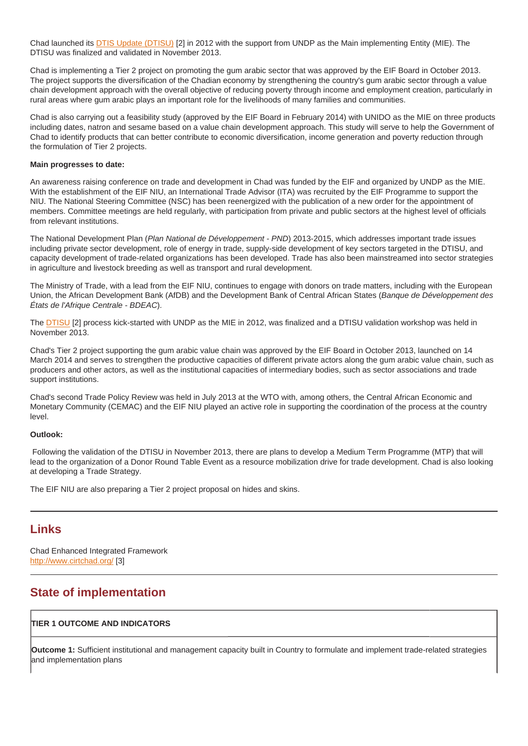Chad launched its DTIS Update (DTISU) [2] in 2012 with the support from UNDP as the Main implementing Entity (MIE). The DTISU was finalized and validated in November 2013.

Chad is implementing a Tier 2 project on promoting the gum arabic sector that was approved by the EIF Board in October 2013. The project supports the diversification of the Chadian economy by strengthening the country's gum arabic sector through a value chain development approach with the overall objective of reducing poverty through income and employment creation, particularly in rural areas where gum arabic plays an important role for the livelihoods of many families and communities.

Chad is also carrying out a feasibility study (approved by the EIF Board in February 2014) with UNIDO as the MIE on three products including dates, natron and sesame based on a value chain development approach. This study will serve to help the Government of Chad to identify products that can better contribute to economic diversification, income generation and poverty reduction through the formulation of Tier 2 projects.

**Main progresses to date:**

An awareness raising conference on trade and development in Chad was funded by the EIF and organized by UNDP as the MIE. With the establishment of the EIF NIU, an International Trade Advisor (ITA) was recruited by the EIF Programme to support the NIU. The National Steering Committee (NSC) has been reenergized with the publication of a new order for the appointment of members. Committee meetings are held regularly, with participation from private and public sectors at the highest level of officials from relevant institutions.

The National Development Plan (*Plan National de Développement - PND*) 2013-2015, which addresses important trade issues including private sector development, role of energy in trade, supply-side development of key sectors targeted in the DTISU, and capacity development of trade-related organizations has been developed. Trade has also been mainstreamed into sector strategies in agriculture and livestock breeding as well as transport and rural development.

The Ministry of Trade, with a lead from the EIF NIU, continues to engage with donors on trade matters, including with the European Union, the African Development Bank (AfDB) and the Development Bank of Central African States (*Banque de Développement des États de l'Afrique Centrale - BDEAC*).

The DTISU [2] process kick-started with UNDP as the MIE in 2012, was finalized and a DTISU validation workshop was held in November 2013.

Chad's Tier 2 project supporting the gum arabic value chain was approved by the EIF Board in October 2013, launched on 14 March 2014 and serves to strengthen the productive capacities of different private actors along the gum arabic value chain, such as producers and other actors, as well as the institutional capacities of intermediary bodies, such as sector associations and trade support institutions.

Chad's second Trade Policy Review was held in July 2013 at the WTO with, among others, the Central African Economic and Monetary Community (CEMAC) and the EIF NIU played an active role in supporting the coordination of the process at the country level.

**Outlook:**

Following the validation of the DTISU in November 2013, there are plans to develop a Medium Term Programme (MTP) that will lead to the organization of a Donor Round Table Event as a resource mobilization drive for trade development. Chad is also looking at developing a Trade Strategy.

The EIF NIU are also preparing a Tier 2 project proposal on hides and skins.

## Links

Chad Enhanced Integrated Framework
http://www.cirtchad.org/ [3]

## State of implementation

| TIER 1 OUTCOME AND INDICATORS |
| --- |
| **Outcome 1:** Sufficient institutional and management capacity built in Country to formulate and implement trade-related strategies and implementation plans |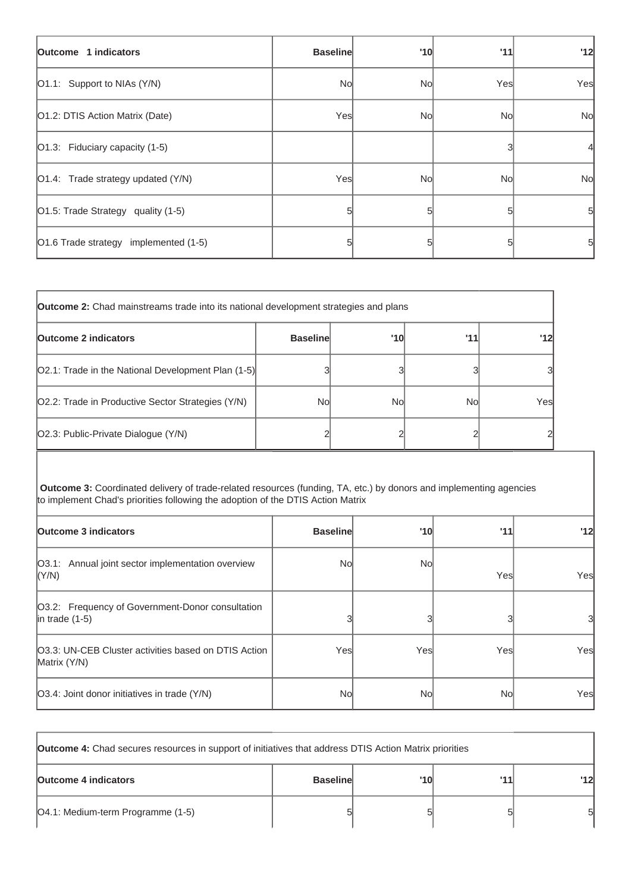| Outcome 1 indicators | Baseline | '10 | '11 | '12 |
|---|---|---|---|---|
| O1.1: Support to NIAs (Y/N) | No | No | Yes | Yes |
| O1.2: DTIS Action Matrix (Date) | Yes | No | No | No |
| O1.3: Fiduciary capacity (1-5) | | | 3 | 4 |
| O1.4: Trade strategy updated (Y/N) | Yes | No | No | No |
| O1.5: Trade Strategy quality (1-5) | 5 | 5 | 5 | 5 |
| O1.6 Trade strategy implemented (1-5) | 5 | 5 | 5 | 5 |

| **Outcome 2:** Chad mainstreams trade into its national development strategies and plans | | | | |
|---|---|---|---|---|
| **Outcome 2 indicators** | **Baseline** | **'10** | **'11** | **'12** |
| O2.1: Trade in the National Development Plan (1-5) | 3 | 3 | 3 | 3 |
| O2.2: Trade in Productive Sector Strategies (Y/N) | No | No | No | Yes |
| O2.3: Public-Private Dialogue (Y/N) | 2 | 2 | 2 | 2 |

| **Outcome 3:** Coordinated delivery of trade-related resources (funding, TA, etc.) by donors and implementing agencies to implement Chad's priorities following the adoption of the DTIS Action Matrix | | | | |
|---|---|---|---|---|
| **Outcome 3 indicators** | **Baseline** | **'10** | **'11** | **'12** |
| O3.1: Annual joint sector implementation overview (Y/N) | No | No | Yes | Yes |
| O3.2: Frequency of Government-Donor consultation in trade (1-5) | 3 | 3 | 3 | 3 |
| O3.3: UN-CEB Cluster activities based on DTIS Action Matrix (Y/N) | Yes | Yes | Yes | Yes |
| O3.4: Joint donor initiatives in trade (Y/N) | No | No | No | Yes |

| **Outcome 4:** Chad secures resources in support of initiatives that address DTIS Action Matrix priorities | | | | |
|---|---|---|---|---|
| **Outcome 4 indicators** | **Baseline** | **'10** | **'11** | **'12** |
| O4.1: Medium-term Programme (1-5) | 5 | 5 | 5 | 5 |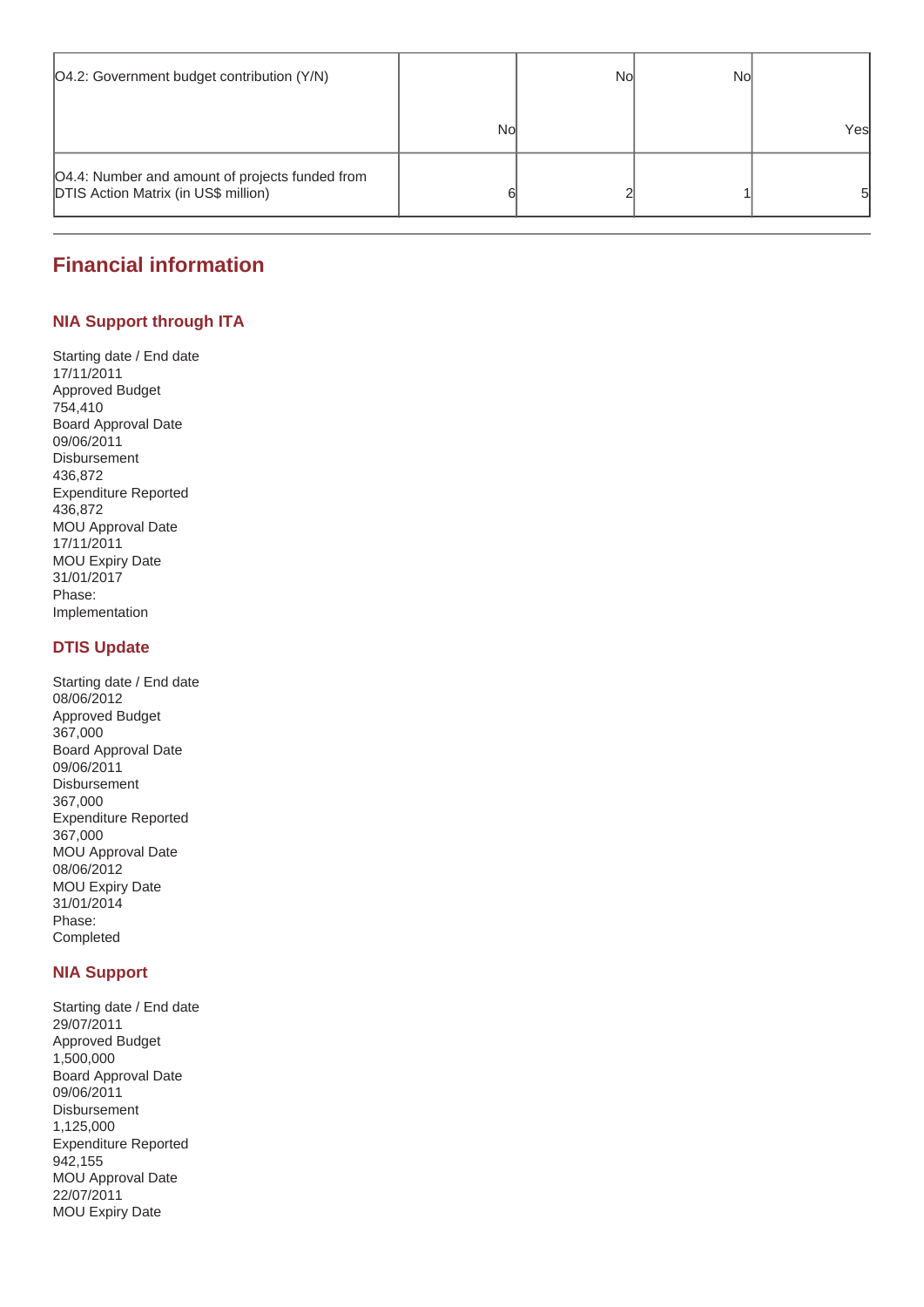| | | | | |
|---|---|---|---|---|
| O4.2: Government budget contribution (Y/N) | No | No | No | Yes |
| O4.4: Number and amount of projects funded from DTIS Action Matrix (in US$ million) | 6 | 2 | 1 | 5 |

---

## Financial information

### NIA Support through ITA

Starting date / End date
17/11/2011
Approved Budget
754,410
Board Approval Date
09/06/2011
Disbursement
436,872
Expenditure Reported
436,872
MOU Approval Date
17/11/2011
MOU Expiry Date
31/01/2017
Phase:
Implementation

### DTIS Update

Starting date / End date
08/06/2012
Approved Budget
367,000
Board Approval Date
09/06/2011
Disbursement
367,000
Expenditure Reported
367,000
MOU Approval Date
08/06/2012
MOU Expiry Date
31/01/2014
Phase:
Completed

### NIA Support

Starting date / End date
29/07/2011
Approved Budget
1,500,000
Board Approval Date
09/06/2011
Disbursement
1,125,000
Expenditure Reported
942,155
MOU Approval Date
22/07/2011
MOU Expiry Date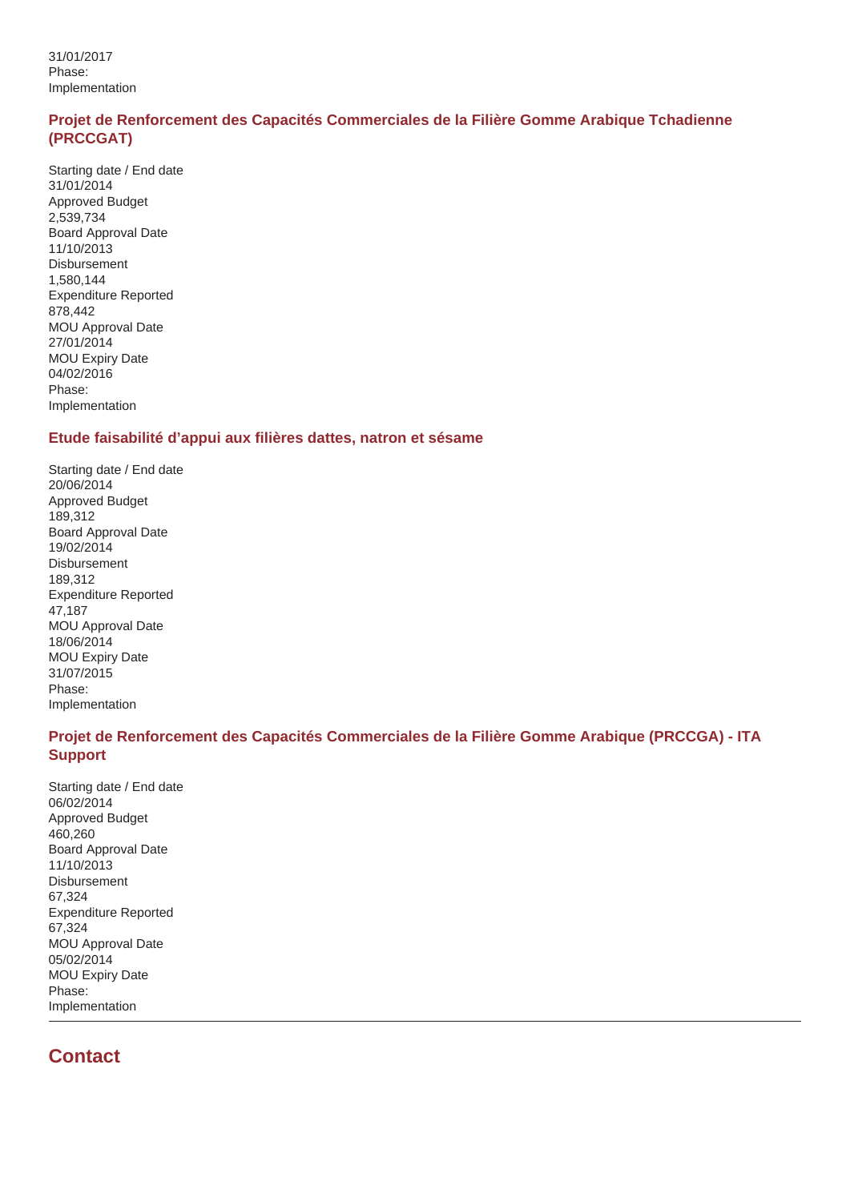31/01/2017
Phase:
Implementation

### Projet de Renforcement des Capacités Commerciales de la Filière Gomme Arabique Tchadienne (PRCCGAT)

Starting date / End date
31/01/2014
Approved Budget
2,539,734
Board Approval Date
11/10/2013
Disbursement
1,580,144
Expenditure Reported
878,442
MOU Approval Date
27/01/2014
MOU Expiry Date
04/02/2016
Phase:
Implementation

### Etude faisabilité d'appui aux filières dattes, natron et sésame

Starting date / End date
20/06/2014
Approved Budget
189,312
Board Approval Date
19/02/2014
Disbursement
189,312
Expenditure Reported
47,187
MOU Approval Date
18/06/2014
MOU Expiry Date
31/07/2015
Phase:
Implementation

### Projet de Renforcement des Capacités Commerciales de la Filière Gomme Arabique (PRCCGA) - ITA Support

Starting date / End date
06/02/2014
Approved Budget
460,260
Board Approval Date
11/10/2013
Disbursement
67,324
Expenditure Reported
67,324
MOU Approval Date
05/02/2014
MOU Expiry Date
Phase:
Implementation

---

## Contact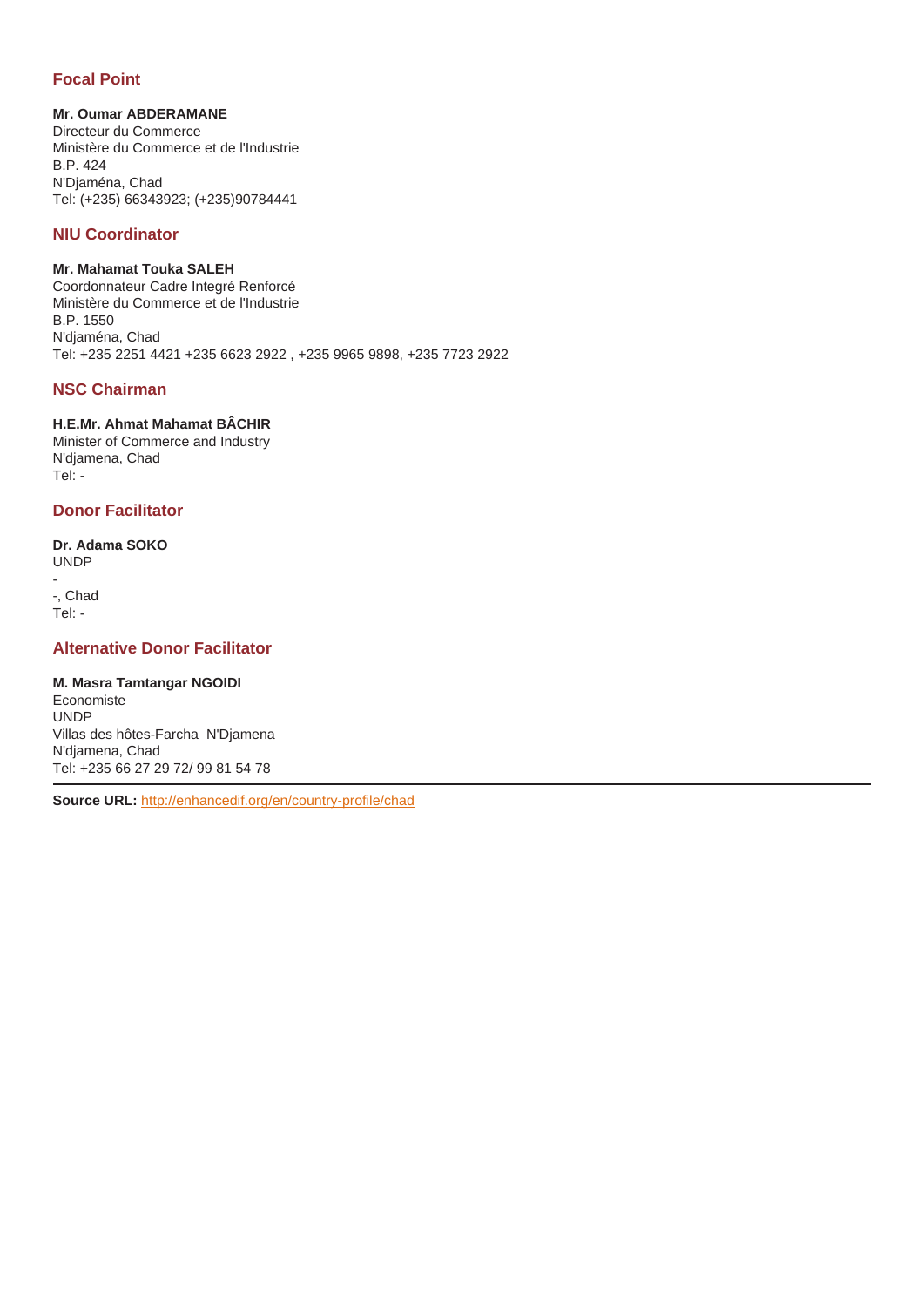## Focal Point

**Mr. Oumar ABDERAMANE**
Directeur du Commerce
Ministère du Commerce et de l'Industrie
B.P. 424
N'Djaména, Chad
Tel: (+235) 66343923; (+235)90784441

## NIU Coordinator

**Mr. Mahamat Touka SALEH**
Coordonnateur Cadre Integré Renforcé
Ministère du Commerce et de l'Industrie
B.P. 1550
N'djaména, Chad
Tel: +235 2251 4421 +235 6623 2922 , +235 9965 9898, +235 7723 2922

## NSC Chairman

**H.E.Mr. Ahmat Mahamat BÂCHIR**
Minister of Commerce and Industry
N'djamena, Chad
Tel: -

## Donor Facilitator

**Dr. Adama SOKO**
UNDP
-
-, Chad
Tel: -

## Alternative Donor Facilitator

**M. Masra Tamtangar NGOIDI**
Economiste
UNDP
Villas des hôtes-Farcha  N'Djamena
N'djamena, Chad
Tel: +235 66 27 29 72/ 99 81 54 78

---

**Source URL:** http://enhancedif.org/en/country-profile/chad